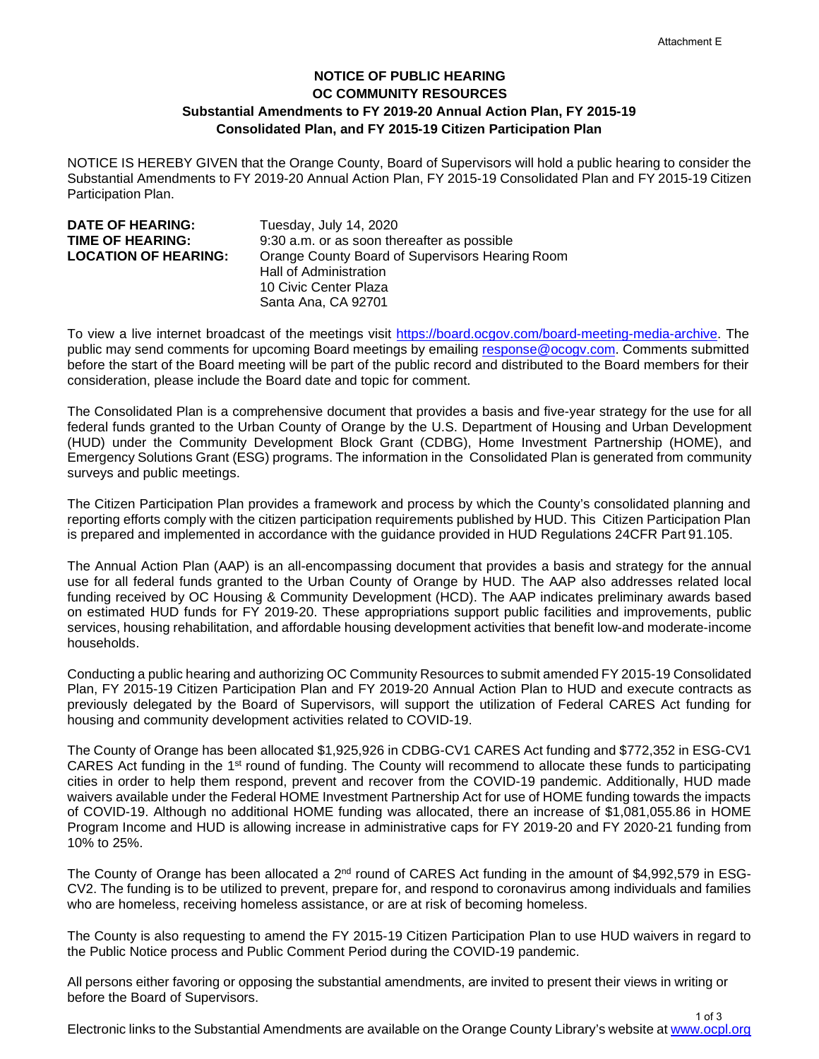Attachment E

# NOTICE OF PUBLIC HEARING
## OC COMMUNITY RESOURCES
### Substantial Amendments to FY 2019-20 Annual Action Plan, FY 2015-19 Consolidated Plan, and FY 2015-19 Citizen Participation Plan

NOTICE IS HEREBY GIVEN that the Orange County, Board of Supervisors will hold a public hearing to consider the Substantial Amendments to FY 2019-20 Annual Action Plan, FY 2015-19 Consolidated Plan and FY 2015-19 Citizen Participation Plan.

**DATE OF HEARING:** Tuesday, July 14, 2020
**TIME OF HEARING:** 9:30 a.m. or as soon thereafter as possible
**LOCATION OF HEARING:** Orange County Board of Supervisors Hearing Room
Hall of Administration
10 Civic Center Plaza
Santa Ana, CA 92701

To view a live internet broadcast of the meetings visit https://board.ocgov.com/board-meeting-media-archive. The public may send comments for upcoming Board meetings by emailing response@ocogv.com. Comments submitted before the start of the Board meeting will be part of the public record and distributed to the Board members for their consideration, please include the Board date and topic for comment.

The Consolidated Plan is a comprehensive document that provides a basis and five-year strategy for the use for all federal funds granted to the Urban County of Orange by the U.S. Department of Housing and Urban Development (HUD) under the Community Development Block Grant (CDBG), Home Investment Partnership (HOME), and Emergency Solutions Grant (ESG) programs. The information in the Consolidated Plan is generated from community surveys and public meetings.

The Citizen Participation Plan provides a framework and process by which the County's consolidated planning and reporting efforts comply with the citizen participation requirements published by HUD. This Citizen Participation Plan is prepared and implemented in accordance with the guidance provided in HUD Regulations 24CFR Part 91.105.

The Annual Action Plan (AAP) is an all-encompassing document that provides a basis and strategy for the annual use for all federal funds granted to the Urban County of Orange by HUD. The AAP also addresses related local funding received by OC Housing & Community Development (HCD). The AAP indicates preliminary awards based on estimated HUD funds for FY 2019-20. These appropriations support public facilities and improvements, public services, housing rehabilitation, and affordable housing development activities that benefit low-and moderate-income households.

Conducting a public hearing and authorizing OC Community Resources to submit amended FY 2015-19 Consolidated Plan, FY 2015-19 Citizen Participation Plan and FY 2019-20 Annual Action Plan to HUD and execute contracts as previously delegated by the Board of Supervisors, will support the utilization of Federal CARES Act funding for housing and community development activities related to COVID-19.

The County of Orange has been allocated $1,925,926 in CDBG-CV1 CARES Act funding and $772,352 in ESG-CV1 CARES Act funding in the 1st round of funding. The County will recommend to allocate these funds to participating cities in order to help them respond, prevent and recover from the COVID-19 pandemic. Additionally, HUD made waivers available under the Federal HOME Investment Partnership Act for use of HOME funding towards the impacts of COVID-19. Although no additional HOME funding was allocated, there an increase of $1,081,055.86 in HOME Program Income and HUD is allowing increase in administrative caps for FY 2019-20 and FY 2020-21 funding from 10% to 25%.

The County of Orange has been allocated a 2nd round of CARES Act funding in the amount of $4,992,579 in ESG-CV2. The funding is to be utilized to prevent, prepare for, and respond to coronavirus among individuals and families who are homeless, receiving homeless assistance, or are at risk of becoming homeless.

The County is also requesting to amend the FY 2015-19 Citizen Participation Plan to use HUD waivers in regard to the Public Notice process and Public Comment Period during the COVID-19 pandemic.

All persons either favoring or opposing the substantial amendments, are invited to present their views in writing or before the Board of Supervisors.

Electronic links to the Substantial Amendments are available on the Orange County Library's website at www.ocpl.org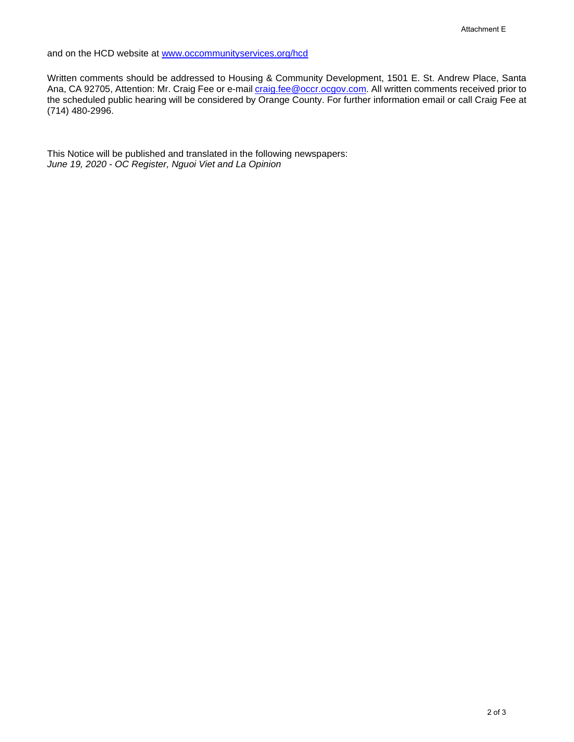and on the HCD website at [www.occommunityservices.org/hcd](www.occommunityservices.org/hcd)

Written comments should be addressed to Housing & Community Development, 1501 E. St. Andrew Place, Santa Ana, CA 92705, Attention: Mr. Craig Fee or e-mail [craig.fee@occr.ocgov.com](mailto:craig.fee@occr.ocgov.com). All written comments received prior to the scheduled public hearing will be considered by Orange County. For further information email or call Craig Fee at (714) 480-2996.

This Notice will be published and translated in the following newspapers:
*June 19, 2020 - OC Register, Nguoi Viet and La Opinion*